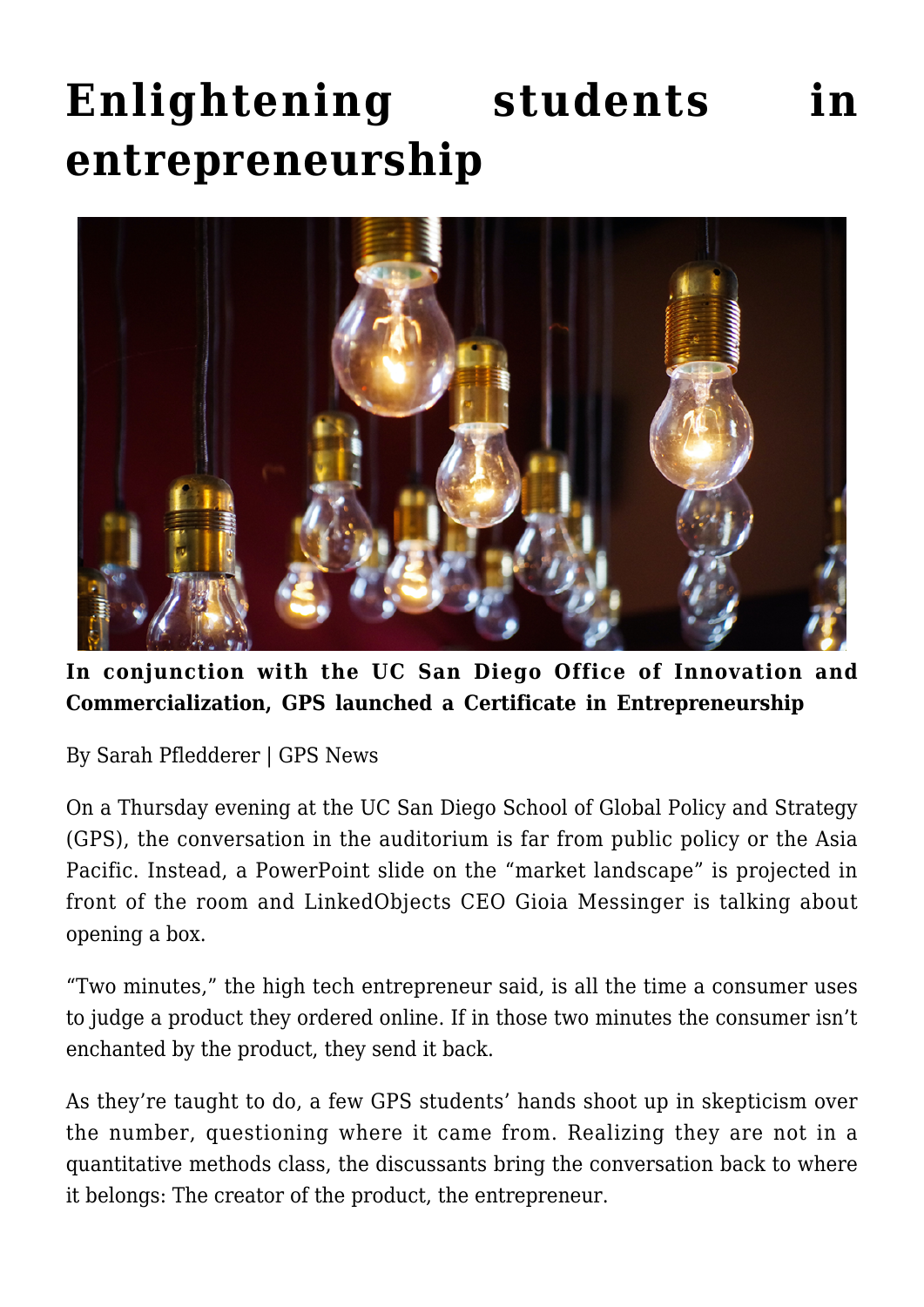# Enlightening students in entrepreneurship

**In conjunction with the UC San Diego Office of Innovation and Commercialization, GPS launched a Certificate in Entrepreneurship**

By Sarah Pfledderer | GPS News

On a Thursday evening at the UC San Diego School of Global Policy and Strategy (GPS), the conversation in the auditorium is far from public policy or the Asia Pacific. Instead, a PowerPoint slide on the "market landscape" is projected in front of the room and LinkedObjects CEO Gioia Messinger is talking about opening a box.

"Two minutes," the high tech entrepreneur said, is all the time a consumer uses to judge a product they ordered online. If in those two minutes the consumer isn't enchanted by the product, they send it back.

As they're taught to do, a few GPS students' hands shoot up in skepticism over the number, questioning where it came from. Realizing they are not in a quantitative methods class, the discussants bring the conversation back to where it belongs: The creator of the product, the entrepreneur.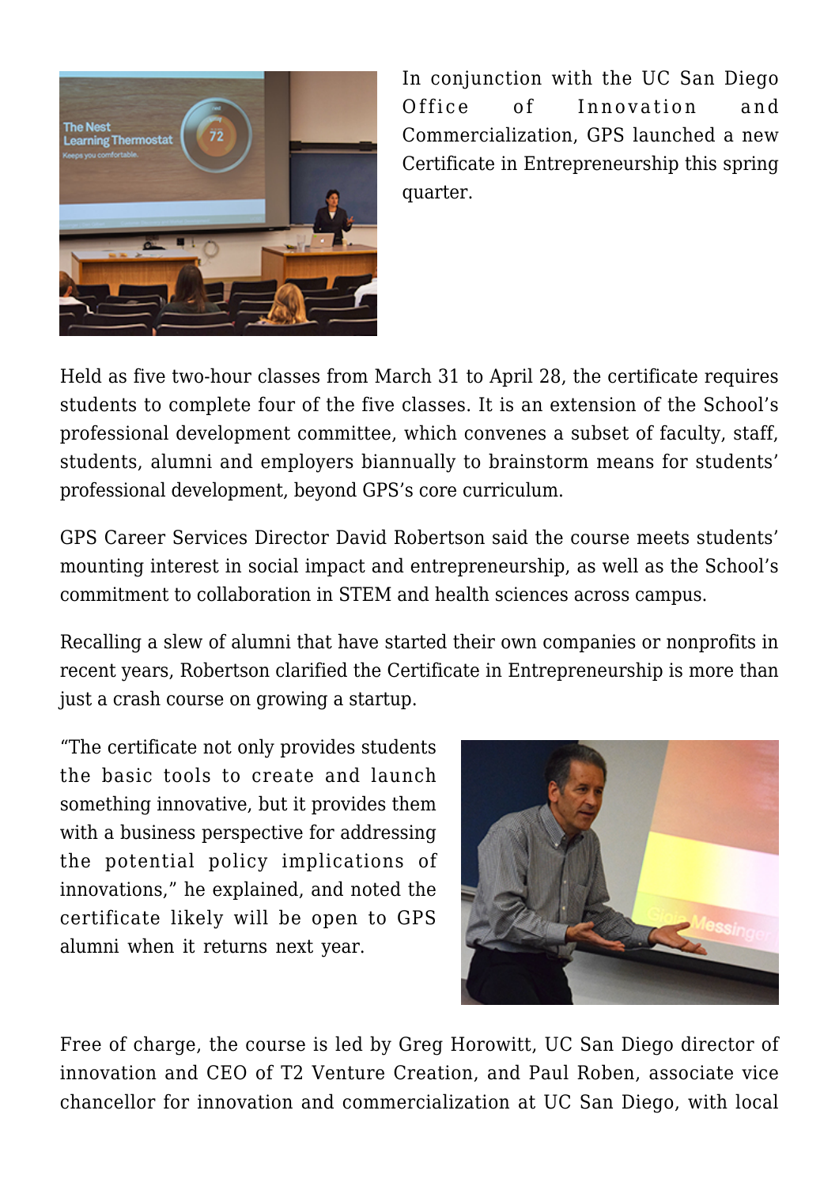In conjunction with the UC San Diego Office of Innovation and Commercialization, GPS launched a new Certificate in Entrepreneurship this spring quarter.

Held as five two-hour classes from March 31 to April 28, the certificate requires students to complete four of the five classes. It is an extension of the School's professional development committee, which convenes a subset of faculty, staff, students, alumni and employers biannually to brainstorm means for students' professional development, beyond GPS's core curriculum.

GPS Career Services Director David Robertson said the course meets students' mounting interest in social impact and entrepreneurship, as well as the School's commitment to collaboration in STEM and health sciences across campus.

Recalling a slew of alumni that have started their own companies or nonprofits in recent years, Robertson clarified the Certificate in Entrepreneurship is more than just a crash course on growing a startup.

"The certificate not only provides students the basic tools to create and launch something innovative, but it provides them with a business perspective for addressing the potential policy implications of innovations," he explained, and noted the certificate likely will be open to GPS alumni when it returns next year.

Free of charge, the course is led by Greg Horowitt, UC San Diego director of innovation and CEO of T2 Venture Creation, and Paul Roben, associate vice chancellor for innovation and commercialization at UC San Diego, with local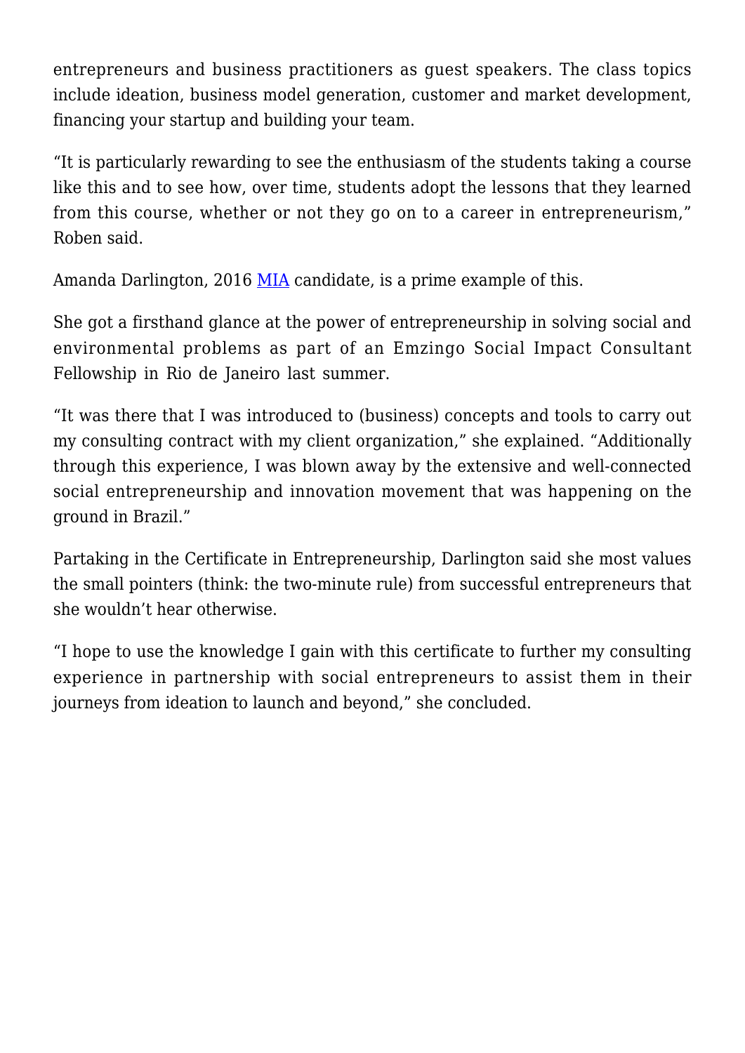entrepreneurs and business practitioners as guest speakers. The class topics include ideation, business model generation, customer and market development, financing your startup and building your team.

"It is particularly rewarding to see the enthusiasm of the students taking a course like this and to see how, over time, students adopt the lessons that they learned from this course, whether or not they go on to a career in entrepreneurism," Roben said.

Amanda Darlington, 2016 MIA candidate, is a prime example of this.

She got a firsthand glance at the power of entrepreneurship in solving social and environmental problems as part of an Emzingo Social Impact Consultant Fellowship in Rio de Janeiro last summer.

"It was there that I was introduced to (business) concepts and tools to carry out my consulting contract with my client organization," she explained. "Additionally through this experience, I was blown away by the extensive and well-connected social entrepreneurship and innovation movement that was happening on the ground in Brazil."

Partaking in the Certificate in Entrepreneurship, Darlington said she most values the small pointers (think: the two-minute rule) from successful entrepreneurs that she wouldn't hear otherwise.

"I hope to use the knowledge I gain with this certificate to further my consulting experience in partnership with social entrepreneurs to assist them in their journeys from ideation to launch and beyond," she concluded.